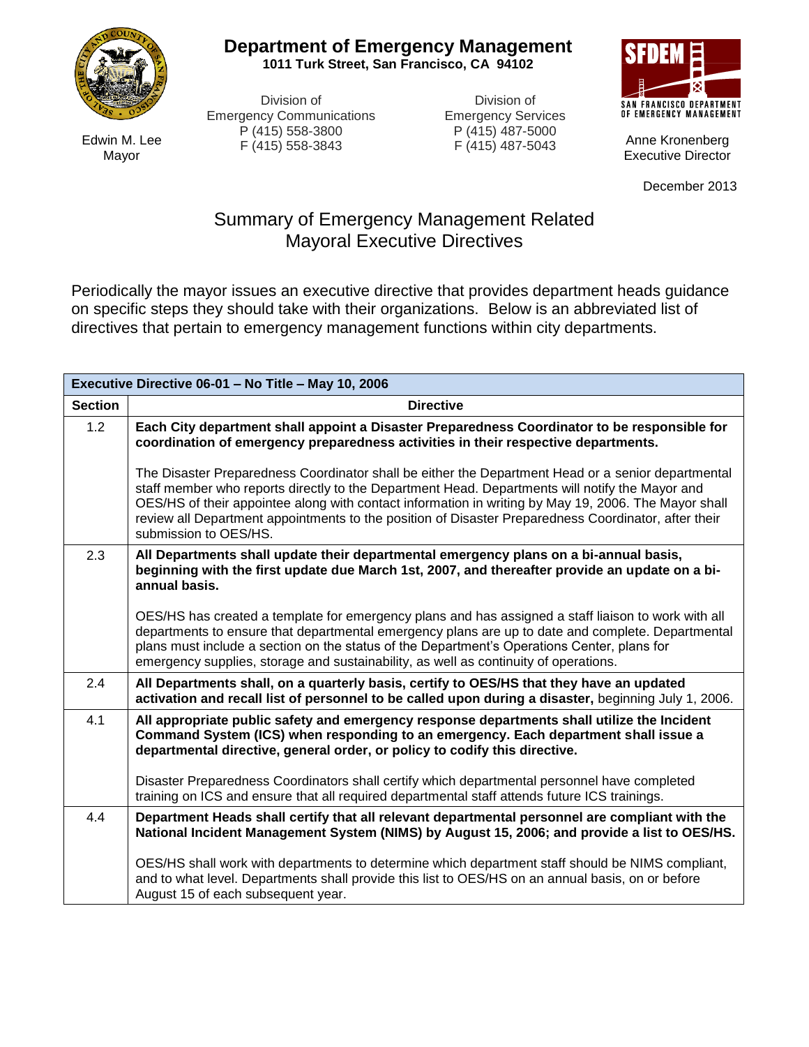**Department of Emergency Management**
**1011 Turk Street, San Francisco, CA 94102**

Edwin M. Lee
Mayor

Division of
Emergency Communications
P (415) 558-3800
F (415) 558-3843

Division of
Emergency Services
P (415) 487-5000
F (415) 487-5043

SFDEM
SAN FRANCISCO DEPARTMENT OF EMERGENCY MANAGEMENT

Anne Kronenberg
Executive Director

December 2013

# Summary of Emergency Management Related Mayoral Executive Directives

Periodically the mayor issues an executive directive that provides department heads guidance on specific steps they should take with their organizations. Below is an abbreviated list of directives that pertain to emergency management functions within city departments.

| **Executive Directive 06-01 – No Title – May 10, 2006** | |
|---|---|
| **Section** | **Directive** |
| 1.2 | **Each City department shall appoint a Disaster Preparedness Coordinator to be responsible for coordination of emergency preparedness activities in their respective departments.**<br><br>The Disaster Preparedness Coordinator shall be either the Department Head or a senior departmental staff member who reports directly to the Department Head. Departments will notify the Mayor and OES/HS of their appointee along with contact information in writing by May 19, 2006. The Mayor shall review all Department appointments to the position of Disaster Preparedness Coordinator, after their submission to OES/HS. |
| 2.3 | **All Departments shall update their departmental emergency plans on a bi-annual basis, beginning with the first update due March 1st, 2007, and thereafter provide an update on a bi-annual basis.**<br><br>OES/HS has created a template for emergency plans and has assigned a staff liaison to work with all departments to ensure that departmental emergency plans are up to date and complete. Departmental plans must include a section on the status of the Department's Operations Center, plans for emergency supplies, storage and sustainability, as well as continuity of operations. |
| 2.4 | **All Departments shall, on a quarterly basis, certify to OES/HS that they have an updated activation and recall list of personnel to be called upon during a disaster,** beginning July 1, 2006. |
| 4.1 | **All appropriate public safety and emergency response departments shall utilize the Incident Command System (ICS) when responding to an emergency. Each department shall issue a departmental directive, general order, or policy to codify this directive.**<br><br>Disaster Preparedness Coordinators shall certify which departmental personnel have completed training on ICS and ensure that all required departmental staff attends future ICS trainings. |
| 4.4 | **Department Heads shall certify that all relevant departmental personnel are compliant with the National Incident Management System (NIMS) by August 15, 2006; and provide a list to OES/HS.**<br><br>OES/HS shall work with departments to determine which department staff should be NIMS compliant, and to what level. Departments shall provide this list to OES/HS on an annual basis, on or before August 15 of each subsequent year. |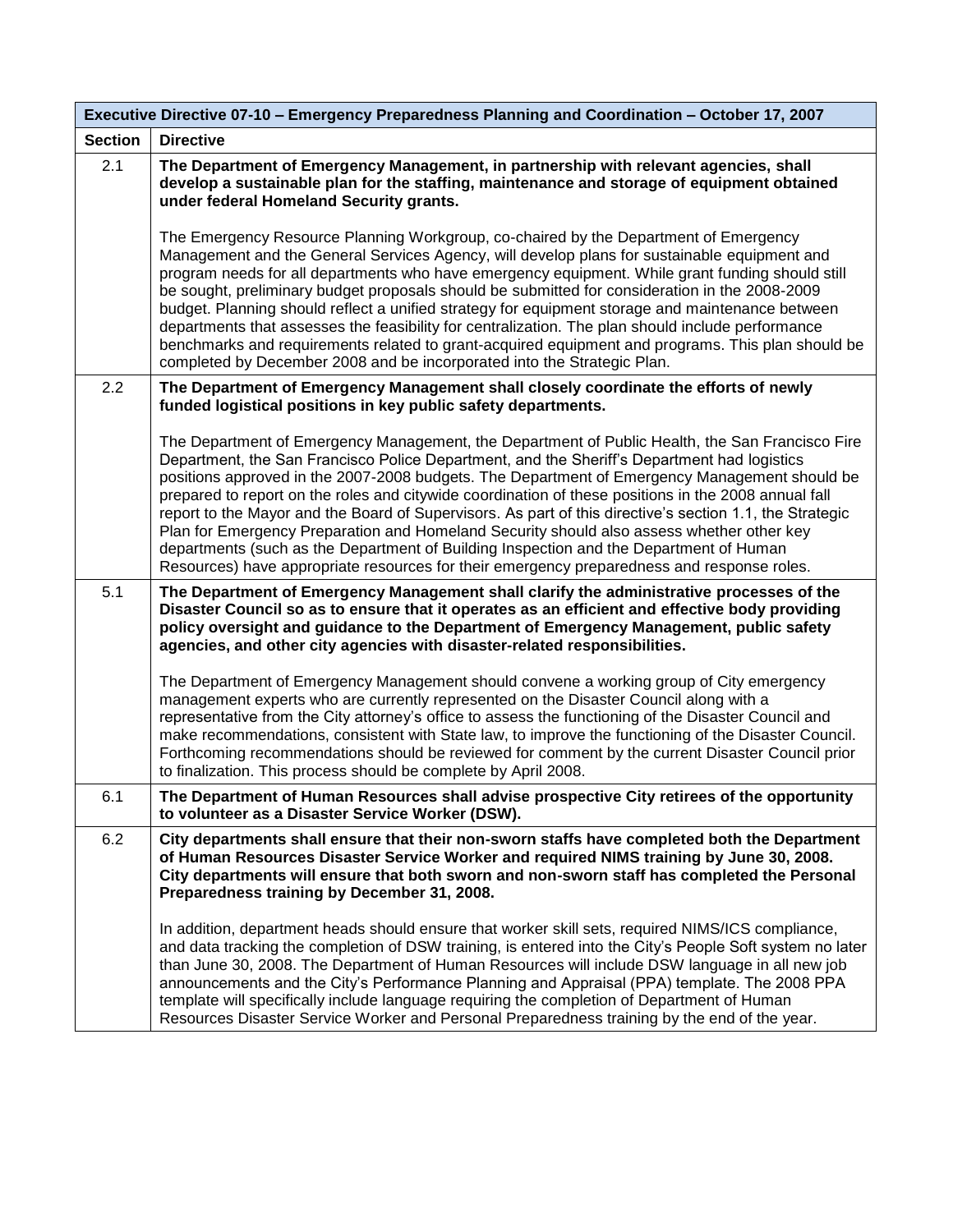| Executive Directive 07-10 – Emergency Preparedness Planning and Coordination – October 17, 2007 | |
|---|---|
| **Section** | **Directive** |
| 2.1 | **The Department of Emergency Management, in partnership with relevant agencies, shall develop a sustainable plan for the staffing, maintenance and storage of equipment obtained under federal Homeland Security grants.**<br><br>The Emergency Resource Planning Workgroup, co-chaired by the Department of Emergency Management and the General Services Agency, will develop plans for sustainable equipment and program needs for all departments who have emergency equipment. While grant funding should still be sought, preliminary budget proposals should be submitted for consideration in the 2008-2009 budget. Planning should reflect a unified strategy for equipment storage and maintenance between departments that assesses the feasibility for centralization. The plan should include performance benchmarks and requirements related to grant-acquired equipment and programs. This plan should be completed by December 2008 and be incorporated into the Strategic Plan. |
| 2.2 | **The Department of Emergency Management shall closely coordinate the efforts of newly funded logistical positions in key public safety departments.**<br><br>The Department of Emergency Management, the Department of Public Health, the San Francisco Fire Department, the San Francisco Police Department, and the Sheriff's Department had logistics positions approved in the 2007-2008 budgets. The Department of Emergency Management should be prepared to report on the roles and citywide coordination of these positions in the 2008 annual fall report to the Mayor and the Board of Supervisors. As part of this directive's section 1.1, the Strategic Plan for Emergency Preparation and Homeland Security should also assess whether other key departments (such as the Department of Building Inspection and the Department of Human Resources) have appropriate resources for their emergency preparedness and response roles. |
| 5.1 | **The Department of Emergency Management shall clarify the administrative processes of the Disaster Council so as to ensure that it operates as an efficient and effective body providing policy oversight and guidance to the Department of Emergency Management, public safety agencies, and other city agencies with disaster-related responsibilities.**<br><br>The Department of Emergency Management should convene a working group of City emergency management experts who are currently represented on the Disaster Council along with a representative from the City attorney's office to assess the functioning of the Disaster Council and make recommendations, consistent with State law, to improve the functioning of the Disaster Council. Forthcoming recommendations should be reviewed for comment by the current Disaster Council prior to finalization. This process should be complete by April 2008. |
| 6.1 | **The Department of Human Resources shall advise prospective City retirees of the opportunity to volunteer as a Disaster Service Worker (DSW).** |
| 6.2 | **City departments shall ensure that their non-sworn staffs have completed both the Department of Human Resources Disaster Service Worker and required NIMS training by June 30, 2008. City departments will ensure that both sworn and non-sworn staff has completed the Personal Preparedness training by December 31, 2008.**<br><br>In addition, department heads should ensure that worker skill sets, required NIMS/ICS compliance, and data tracking the completion of DSW training, is entered into the City's People Soft system no later than June 30, 2008. The Department of Human Resources will include DSW language in all new job announcements and the City's Performance Planning and Appraisal (PPA) template. The 2008 PPA template will specifically include language requiring the completion of Department of Human Resources Disaster Service Worker and Personal Preparedness training by the end of the year. |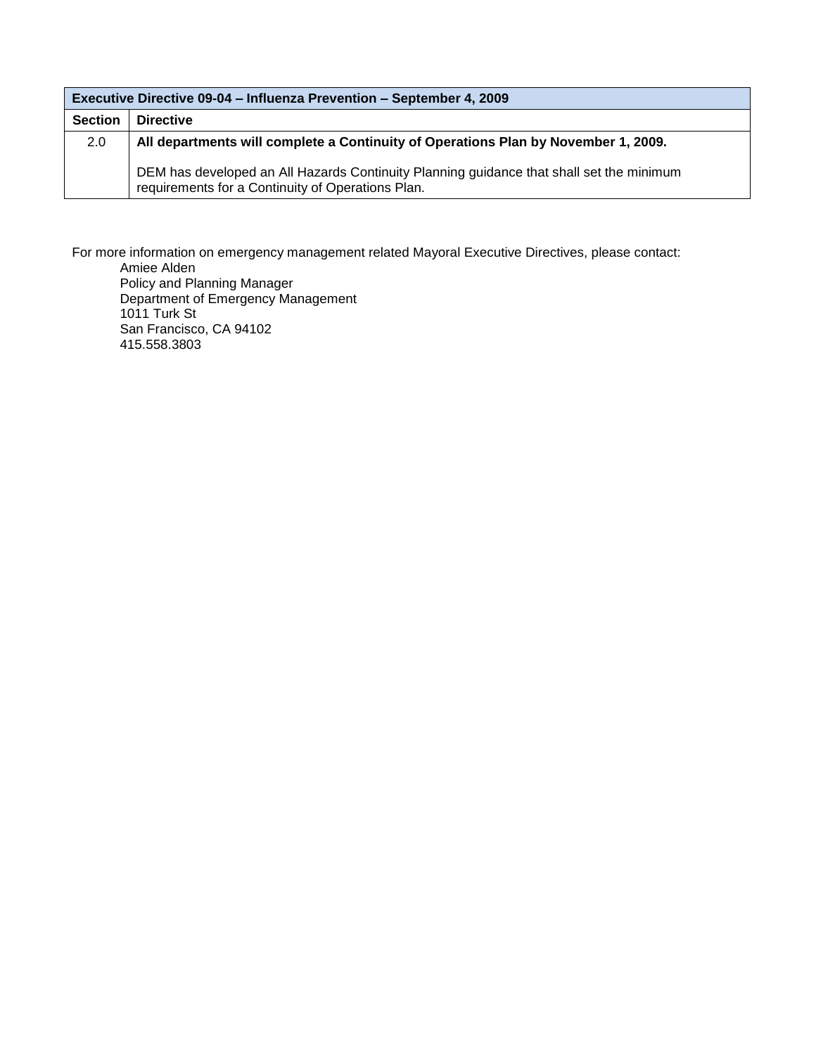| Executive Directive 09-04 – Influenza Prevention – September 4, 2009 | |
|---|---|
| **Section** | **Directive** |
| 2.0 | **All departments will complete a Continuity of Operations Plan by November 1, 2009.**<br><br>DEM has developed an All Hazards Continuity Planning guidance that shall set the minimum requirements for a Continuity of Operations Plan. |

For more information on emergency management related Mayoral Executive Directives, please contact:

Amiee Alden
Policy and Planning Manager
Department of Emergency Management
1011 Turk St
San Francisco, CA 94102
415.558.3803